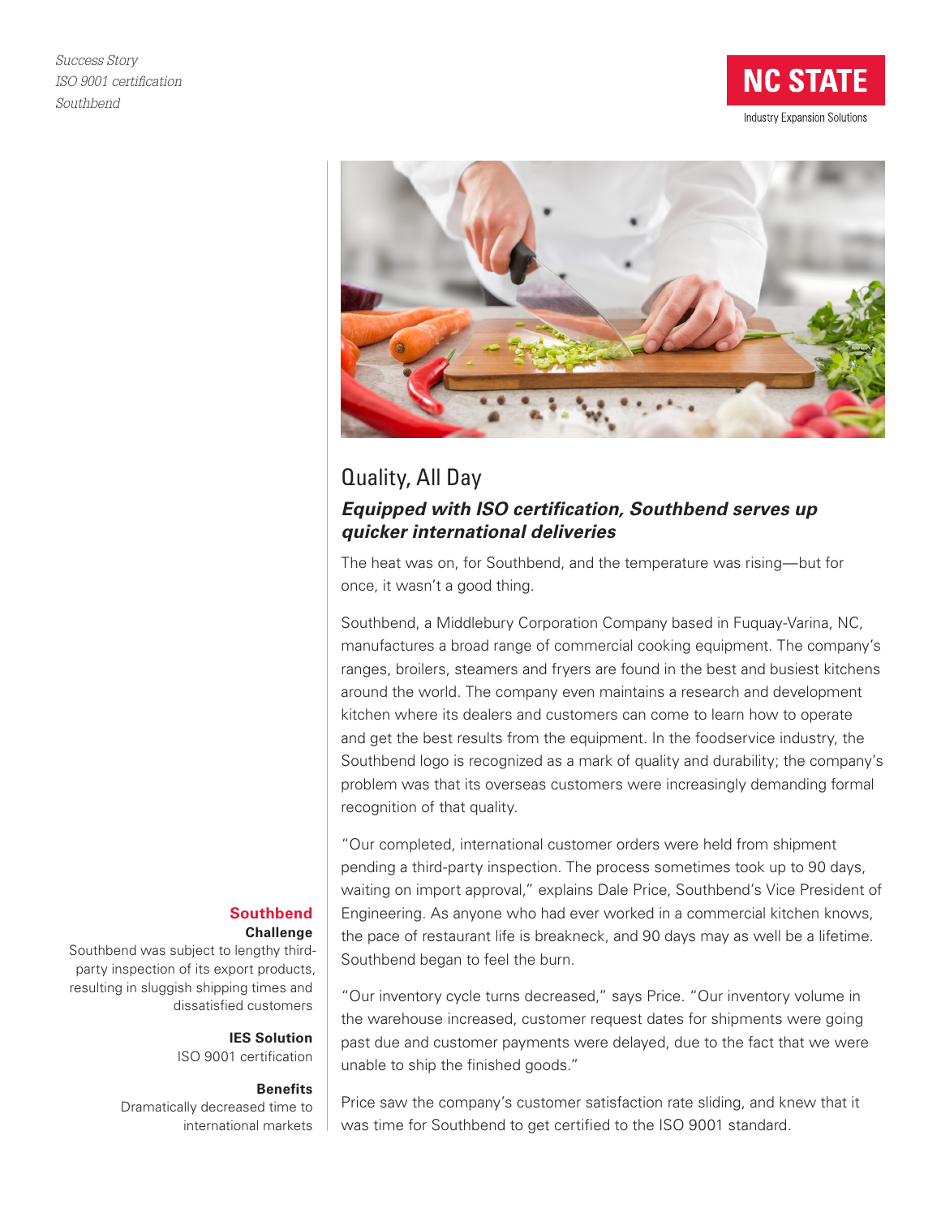*Success Story*
*ISO 9001 certification*
*Southbend*

NC STATE
Industry Expansion Solutions

# Quality, All Day

### *Equipped with ISO certification, Southbend serves up quicker international deliveries*

The heat was on, for Southbend, and the temperature was rising—but for once, it wasn't a good thing.

Southbend, a Middlebury Corporation Company based in Fuquay-Varina, NC, manufactures a broad range of commercial cooking equipment. The company's ranges, broilers, steamers and fryers are found in the best and busiest kitchens around the world. The company even maintains a research and development kitchen where its dealers and customers can come to learn how to operate and get the best results from the equipment. In the foodservice industry, the Southbend logo is recognized as a mark of quality and durability; the company's problem was that its overseas customers were increasingly demanding formal recognition of that quality.

"Our completed, international customer orders were held from shipment pending a third-party inspection. The process sometimes took up to 90 days, waiting on import approval," explains Dale Price, Southbend's Vice President of Engineering. As anyone who had ever worked in a commercial kitchen knows, the pace of restaurant life is breakneck, and 90 days may as well be a lifetime. Southbend began to feel the burn.

"Our inventory cycle turns decreased," says Price. "Our inventory volume in the warehouse increased, customer request dates for shipments were going past due and customer payments were delayed, due to the fact that we were unable to ship the finished goods."

Price saw the company's customer satisfaction rate sliding, and knew that it was time for Southbend to get certified to the ISO 9001 standard.

**Southbend**

**Challenge**
Southbend was subject to lengthy third-party inspection of its export products, resulting in sluggish shipping times and dissatisfied customers

**IES Solution**
ISO 9001 certification

**Benefits**
Dramatically decreased time to international markets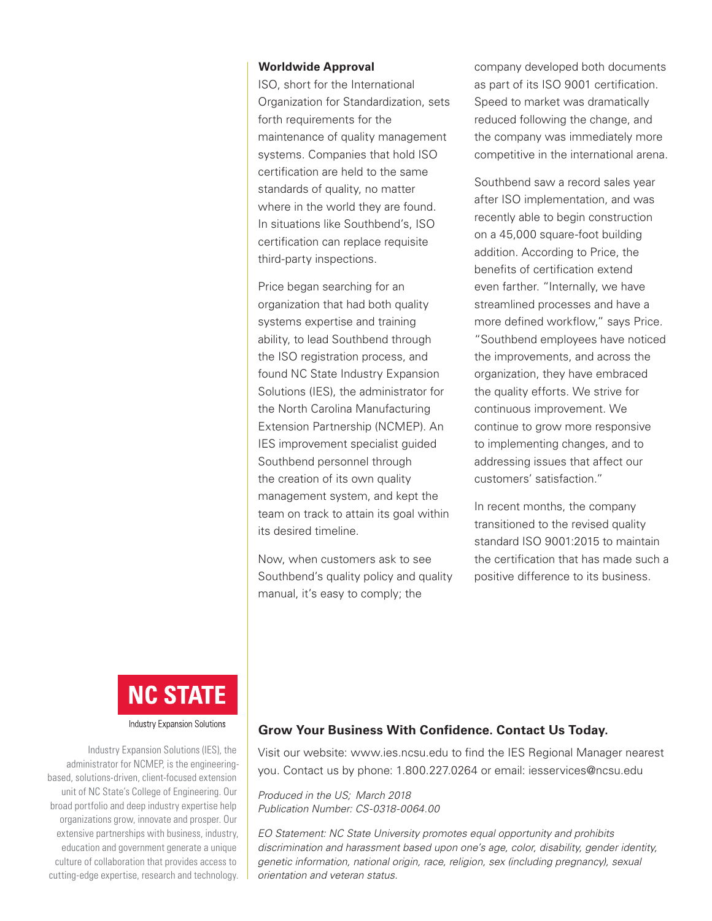### Worldwide Approval

ISO, short for the International Organization for Standardization, sets forth requirements for the maintenance of quality management systems. Companies that hold ISO certification are held to the same standards of quality, no matter where in the world they are found. In situations like Southbend's, ISO certification can replace requisite third-party inspections.

Price began searching for an organization that had both quality systems expertise and training ability, to lead Southbend through the ISO registration process, and found NC State Industry Expansion Solutions (IES), the administrator for the North Carolina Manufacturing Extension Partnership (NCMEP). An IES improvement specialist guided Southbend personnel through the creation of its own quality management system, and kept the team on track to attain its goal within its desired timeline.

Now, when customers ask to see Southbend's quality policy and quality manual, it's easy to comply; the company developed both documents as part of its ISO 9001 certification. Speed to market was dramatically reduced following the change, and the company was immediately more competitive in the international arena.

Southbend saw a record sales year after ISO implementation, and was recently able to begin construction on a 45,000 square-foot building addition. According to Price, the benefits of certification extend even farther. "Internally, we have streamlined processes and have a more defined workflow," says Price. "Southbend employees have noticed the improvements, and across the organization, they have embraced the quality efforts. We strive for continuous improvement. We continue to grow more responsive to implementing changes, and to addressing issues that affect our customers' satisfaction."

In recent months, the company transitioned to the revised quality standard ISO 9001:2015 to maintain the certification that has made such a positive difference to its business.

**NC STATE**
Industry Expansion Solutions

Industry Expansion Solutions (IES), the administrator for NCMEP, is the engineering-based, solutions-driven, client-focused extension unit of NC State's College of Engineering. Our broad portfolio and deep industry expertise help organizations grow, innovate and prosper. Our extensive partnerships with business, industry, education and government generate a unique culture of collaboration that provides access to cutting-edge expertise, research and technology.

### Grow Your Business With Confidence. Contact Us Today.

Visit our website: www.ies.ncsu.edu to find the IES Regional Manager nearest you. Contact us by phone: 1.800.227.0264 or email: iesservices@ncsu.edu

*Produced in the US; March 2018*
*Publication Number: CS-0318-0064.00*

*EO Statement: NC State University promotes equal opportunity and prohibits discrimination and harassment based upon one's age, color, disability, gender identity, genetic information, national origin, race, religion, sex (including pregnancy), sexual orientation and veteran status.*